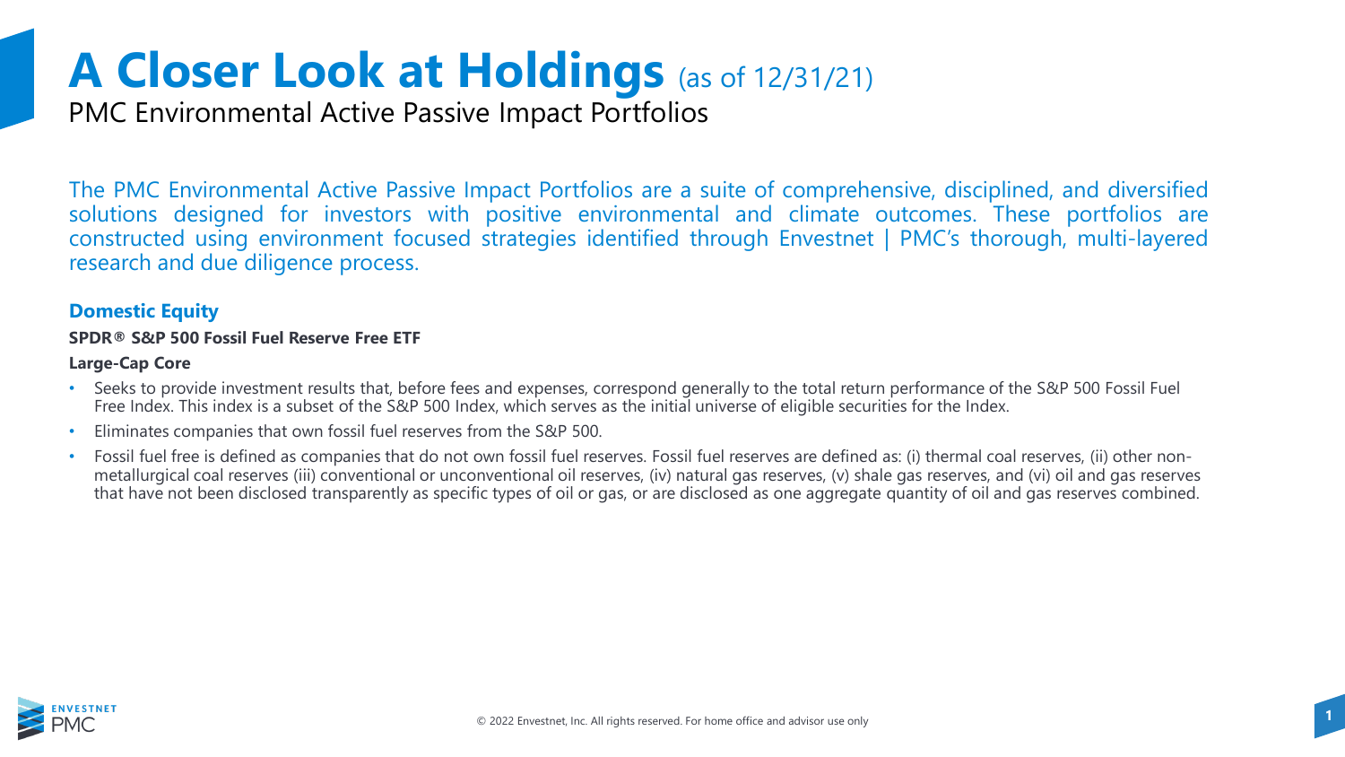# A Closer Look at Holdings (as of 12/31/21)

PMC Environmental Active Passive Impact Portfolios

The PMC Environmental Active Passive Impact Portfolios are a suite of comprehensive, disciplined, and diversified solutions designed for investors with positive environmental and climate outcomes. These portfolios are constructed using environment focused strategies identified through Envestnet | PMC's thorough, multi-layered research and due diligence process.

## Domestic Equity

**SPDR® S&P 500 Fossil Fuel Reserve Free ETF**

**Large-Cap Core**

- Seeks to provide investment results that, before fees and expenses, correspond generally to the total return performance of the S&P 500 Fossil Fuel Free Index. This index is a subset of the S&P 500 Index, which serves as the initial universe of eligible securities for the Index.
- Eliminates companies that own fossil fuel reserves from the S&P 500.
- Fossil fuel free is defined as companies that do not own fossil fuel reserves. Fossil fuel reserves are defined as: (i) thermal coal reserves, (ii) other non-metallurgical coal reserves (iii) conventional or unconventional oil reserves, (iv) natural gas reserves, (v) shale gas reserves, and (vi) oil and gas reserves that have not been disclosed transparently as specific types of oil or gas, or are disclosed as one aggregate quantity of oil and gas reserves combined.

© 2022 Envestnet, Inc. All rights reserved. For home office and advisor use only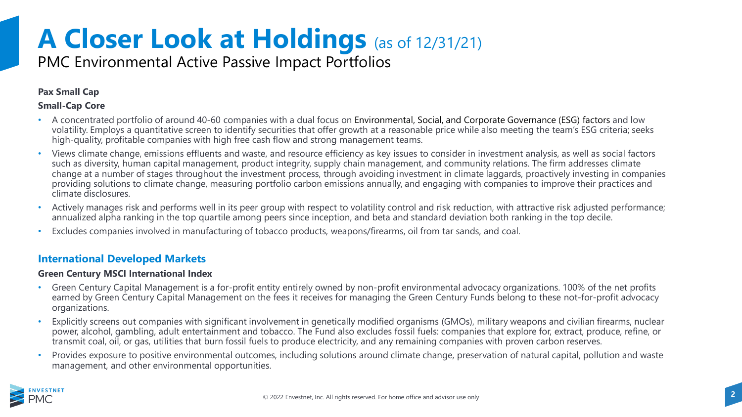# A Closer Look at Holdings (as of 12/31/21)

PMC Environmental Active Passive Impact Portfolios

**Pax Small Cap**

**Small-Cap Core**

- A concentrated portfolio of around 40-60 companies with a dual focus on Environmental, Social, and Corporate Governance (ESG) factors and low volatility. Employs a quantitative screen to identify securities that offer growth at a reasonable price while also meeting the team's ESG criteria; seeks high-quality, profitable companies with high free cash flow and strong management teams.
- Views climate change, emissions effluents and waste, and resource efficiency as key issues to consider in investment analysis, as well as social factors such as diversity, human capital management, product integrity, supply chain management, and community relations. The firm addresses climate change at a number of stages throughout the investment process, through avoiding investment in climate laggards, proactively investing in companies providing solutions to climate change, measuring portfolio carbon emissions annually, and engaging with companies to improve their practices and climate disclosures.
- Actively manages risk and performs well in its peer group with respect to volatility control and risk reduction, with attractive risk adjusted performance; annualized alpha ranking in the top quartile among peers since inception, and beta and standard deviation both ranking in the top decile.
- Excludes companies involved in manufacturing of tobacco products, weapons/firearms, oil from tar sands, and coal.

## International Developed Markets

**Green Century MSCI International Index**

- Green Century Capital Management is a for-profit entity entirely owned by non-profit environmental advocacy organizations. 100% of the net profits earned by Green Century Capital Management on the fees it receives for managing the Green Century Funds belong to these not-for-profit advocacy organizations.
- Explicitly screens out companies with significant involvement in genetically modified organisms (GMOs), military weapons and civilian firearms, nuclear power, alcohol, gambling, adult entertainment and tobacco. The Fund also excludes fossil fuels: companies that explore for, extract, produce, refine, or transmit coal, oil, or gas, utilities that burn fossil fuels to produce electricity, and any remaining companies with proven carbon reserves.
- Provides exposure to positive environmental outcomes, including solutions around climate change, preservation of natural capital, pollution and waste management, and other environmental opportunities.

© 2022 Envestnet, Inc. All rights reserved. For home office and advisor use only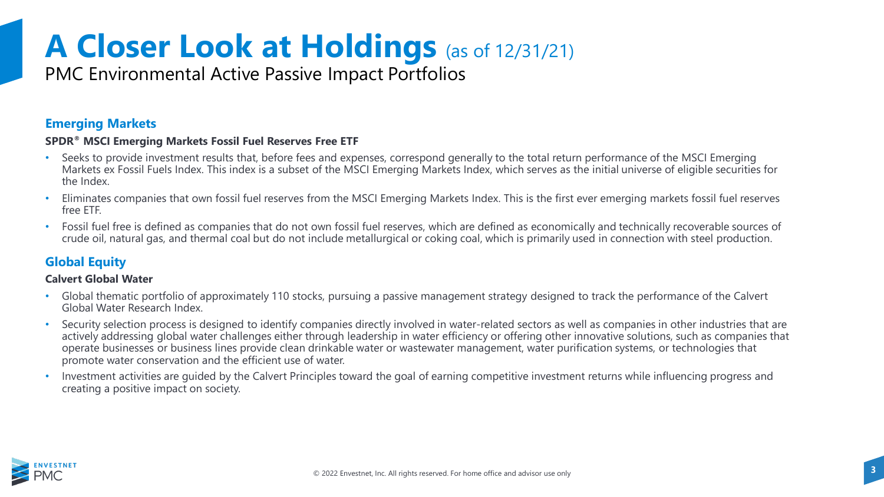# A Closer Look at Holdings (as of 12/31/21)

PMC Environmental Active Passive Impact Portfolios

## Emerging Markets

**SPDR® MSCI Emerging Markets Fossil Fuel Reserves Free ETF**

- Seeks to provide investment results that, before fees and expenses, correspond generally to the total return performance of the MSCI Emerging Markets ex Fossil Fuels Index. This index is a subset of the MSCI Emerging Markets Index, which serves as the initial universe of eligible securities for the Index.
- Eliminates companies that own fossil fuel reserves from the MSCI Emerging Markets Index. This is the first ever emerging markets fossil fuel reserves free ETF.
- Fossil fuel free is defined as companies that do not own fossil fuel reserves, which are defined as economically and technically recoverable sources of crude oil, natural gas, and thermal coal but do not include metallurgical or coking coal, which is primarily used in connection with steel production.

## Global Equity

**Calvert Global Water**

- Global thematic portfolio of approximately 110 stocks, pursuing a passive management strategy designed to track the performance of the Calvert Global Water Research Index.
- Security selection process is designed to identify companies directly involved in water-related sectors as well as companies in other industries that are actively addressing global water challenges either through leadership in water efficiency or offering other innovative solutions, such as companies that operate businesses or business lines provide clean drinkable water or wastewater management, water purification systems, or technologies that promote water conservation and the efficient use of water.
- Investment activities are guided by the Calvert Principles toward the goal of earning competitive investment returns while influencing progress and creating a positive impact on society.

© 2022 Envestnet, Inc. All rights reserved. For home office and advisor use only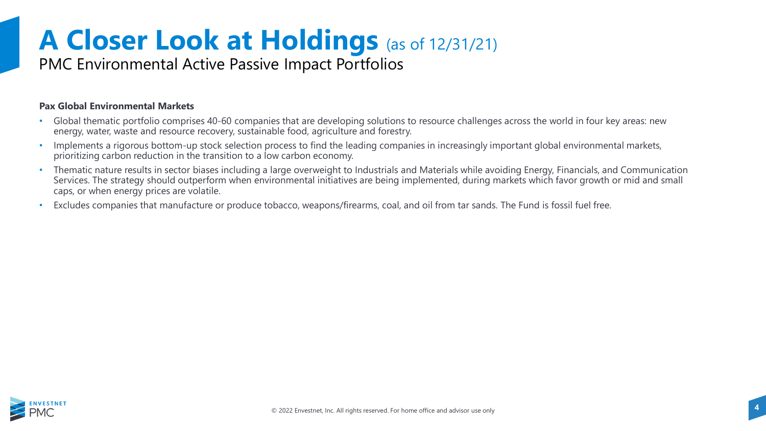# A Closer Look at Holdings (as of 12/31/21)

PMC Environmental Active Passive Impact Portfolios

**Pax Global Environmental Markets**

- Global thematic portfolio comprises 40-60 companies that are developing solutions to resource challenges across the world in four key areas: new energy, water, waste and resource recovery, sustainable food, agriculture and forestry.
- Implements a rigorous bottom-up stock selection process to find the leading companies in increasingly important global environmental markets, prioritizing carbon reduction in the transition to a low carbon economy.
- Thematic nature results in sector biases including a large overweight to Industrials and Materials while avoiding Energy, Financials, and Communication Services. The strategy should outperform when environmental initiatives are being implemented, during markets which favor growth or mid and small caps, or when energy prices are volatile.
- Excludes companies that manufacture or produce tobacco, weapons/firearms, coal, and oil from tar sands. The Fund is fossil fuel free.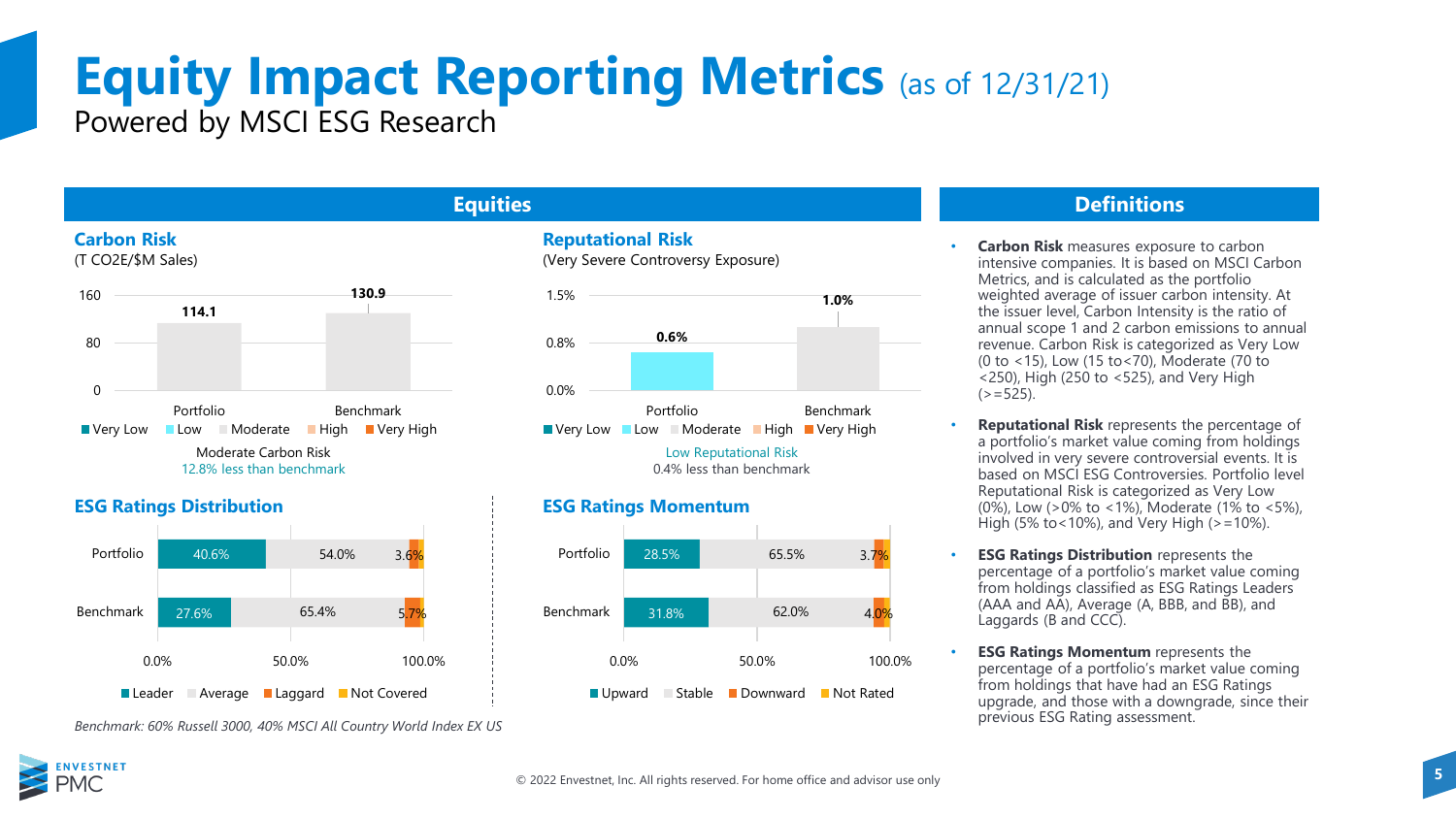# Equity Impact Reporting Metrics (as of 12/31/21)

Powered by MSCI ESG Research

## Equities

### Carbon Risk

(T CO2E/$M Sales)

| | Portfolio | Benchmark |
|---|---|---|
| Carbon Risk | 114.1 | 130.9 |

Legend: Very Low, Low, Moderate, High, Very High

Moderate Carbon Risk
12.8% less than benchmark

### Reputational Risk

(Very Severe Controversy Exposure)

| | Portfolio | Benchmark |
|---|---|---|
| Reputational Risk | 0.6% | 1.0% |

Legend: Very Low, Low, Moderate, High, Very High

Low Reputational Risk
0.4% less than benchmark

### ESG Ratings Distribution

| | Leader | Average | Laggard | Not Covered |
|---|---|---|---|---|
| Portfolio | 40.6% | 54.0% | 3.6% | |
| Benchmark | 27.6% | 65.4% | 5.7% | |

### ESG Ratings Momentum

| | Upward | Stable | Downward | Not Rated |
|---|---|---|---|---|
| Portfolio | 28.5% | 65.5% | 3.7% | |
| Benchmark | 31.8% | 62.0% | 4.0% | |

*Benchmark: 60% Russell 3000, 40% MSCI All Country World Index EX US*

## Definitions

- **Carbon Risk** measures exposure to carbon intensive companies. It is based on MSCI Carbon Metrics, and is calculated as the portfolio weighted average of issuer carbon intensity. At the issuer level, Carbon Intensity is the ratio of annual scope 1 and 2 carbon emissions to annual revenue. Carbon Risk is categorized as Very Low (0 to <15), Low (15 to<70), Moderate (70 to <250), High (250 to <525), and Very High (>=525).
- **Reputational Risk** represents the percentage of a portfolio's market value coming from holdings involved in very severe controversial events. It is based on MSCI ESG Controversies. Portfolio level Reputational Risk is categorized as Very Low (0%), Low (>0% to <1%), Moderate (1% to <5%), High (5% to<10%), and Very High (>=10%).
- **ESG Ratings Distribution** represents the percentage of a portfolio's market value coming from holdings classified as ESG Ratings Leaders (AAA and AA), Average (A, BBB, and BB), and Laggards (B and CCC).
- **ESG Ratings Momentum** represents the percentage of a portfolio's market value coming from holdings that have had an ESG Ratings upgrade, and those with a downgrade, since their previous ESG Rating assessment.

© 2022 Envestnet, Inc. All rights reserved. For home office and advisor use only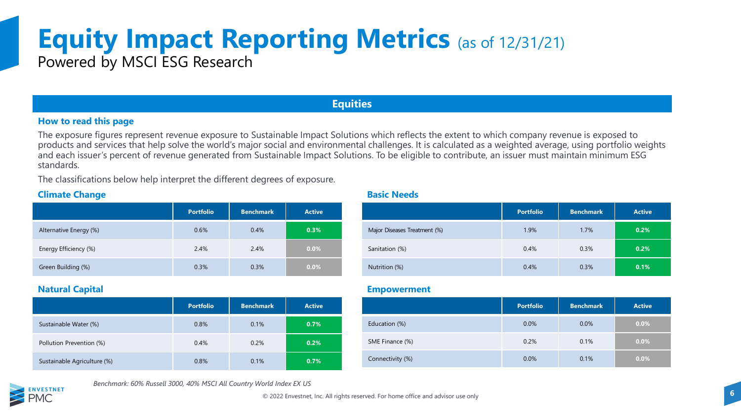# Equity Impact Reporting Metrics (as of 12/31/21)

Powered by MSCI ESG Research

## Equities

### How to read this page

The exposure figures represent revenue exposure to Sustainable Impact Solutions which reflects the extent to which company revenue is exposed to products and services that help solve the world's major social and environmental challenges. It is calculated as a weighted average, using portfolio weights and each issuer's percent of revenue generated from Sustainable Impact Solutions. To be eligible to contribute, an issuer must maintain minimum ESG standards.

The classifications below help interpret the different degrees of exposure.

### Climate Change

| | Portfolio | Benchmark | Active |
|---|---|---|---|
| Alternative Energy (%) | 0.6% | 0.4% | 0.3% |
| Energy Efficiency (%) | 2.4% | 2.4% | 0.0% |
| Green Building (%) | 0.3% | 0.3% | 0.0% |

### Basic Needs

| | Portfolio | Benchmark | Active |
|---|---|---|---|
| Major Diseases Treatment (%) | 1.9% | 1.7% | 0.2% |
| Sanitation (%) | 0.4% | 0.3% | 0.2% |
| Nutrition (%) | 0.4% | 0.3% | 0.1% |

### Natural Capital

| | Portfolio | Benchmark | Active |
|---|---|---|---|
| Sustainable Water (%) | 0.8% | 0.1% | 0.7% |
| Pollution Prevention (%) | 0.4% | 0.2% | 0.2% |
| Sustainable Agriculture (%) | 0.8% | 0.1% | 0.7% |

### Empowerment

| | Portfolio | Benchmark | Active |
|---|---|---|---|
| Education (%) | 0.0% | 0.0% | 0.0% |
| SME Finance (%) | 0.2% | 0.1% | 0.0% |
| Connectivity (%) | 0.0% | 0.1% | 0.0% |

*Benchmark: 60% Russell 3000, 40% MSCI All Country World Index EX US*

© 2022 Envestnet, Inc. All rights reserved. For home office and advisor use only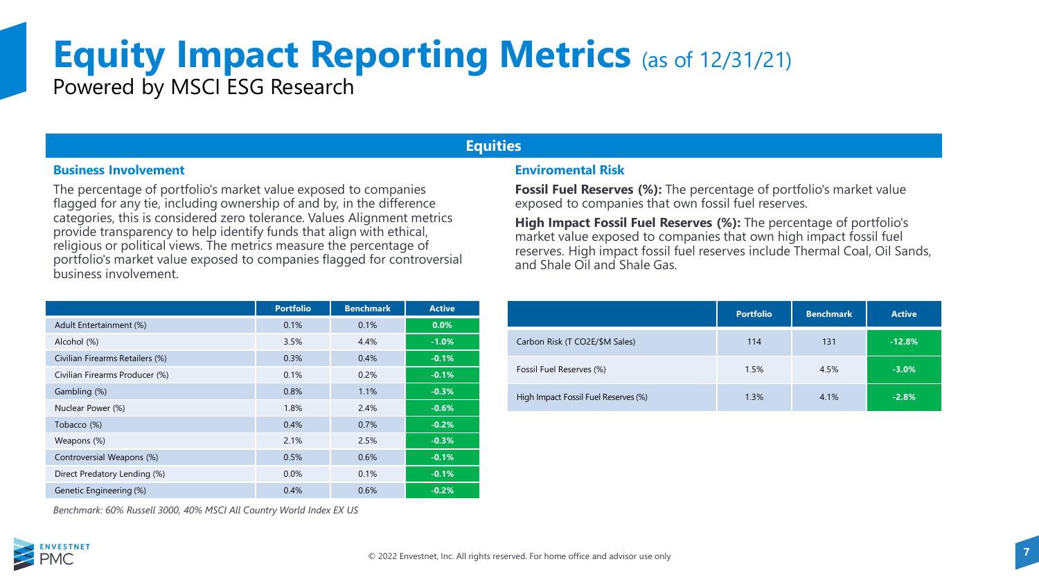# Equity Impact Reporting Metrics (as of 12/31/21)

Powered by MSCI ESG Research

## Equities

### Business Involvement

The percentage of portfolio's market value exposed to companies flagged for any tie, including ownership of and by, in the difference categories, this is considered zero tolerance. Values Alignment metrics provide transparency to help identify funds that align with ethical, religious or political views. The metrics measure the percentage of portfolio's market value exposed to companies flagged for controversial business involvement.

| | Portfolio | Benchmark | Active |
|---|---|---|---|
| Adult Entertainment (%) | 0.1% | 0.1% | 0.0% |
| Alcohol (%) | 3.5% | 4.4% | -1.0% |
| Civilian Firearms Retailers (%) | 0.3% | 0.4% | -0.1% |
| Civilian Firearms Producer (%) | 0.1% | 0.2% | -0.1% |
| Gambling (%) | 0.8% | 1.1% | -0.3% |
| Nuclear Power (%) | 1.8% | 2.4% | -0.6% |
| Tobacco (%) | 0.4% | 0.7% | -0.2% |
| Weapons (%) | 2.1% | 2.5% | -0.3% |
| Controversial Weapons (%) | 0.5% | 0.6% | -0.1% |
| Direct Predatory Lending (%) | 0.0% | 0.1% | -0.1% |
| Genetic Engineering (%) | 0.4% | 0.6% | -0.2% |

*Benchmark: 60% Russell 3000, 40% MSCI All Country World Index EX US*

### Enviromental Risk

**Fossil Fuel Reserves (%):** The percentage of portfolio's market value exposed to companies that own fossil fuel reserves.

**High Impact Fossil Fuel Reserves (%):** The percentage of portfolio's market value exposed to companies that own high impact fossil fuel reserves. High impact fossil fuel reserves include Thermal Coal, Oil Sands, and Shale Oil and Shale Gas.

| | Portfolio | Benchmark | Active |
|---|---|---|---|
| Carbon Risk (T CO2E/$M Sales) | 114 | 131 | -12.8% |
| Fossil Fuel Reserves (%) | 1.5% | 4.5% | -3.0% |
| High Impact Fossil Fuel Reserves (%) | 1.3% | 4.1% | -2.8% |

© 2022 Envestnet, Inc. All rights reserved. For home office and advisor use only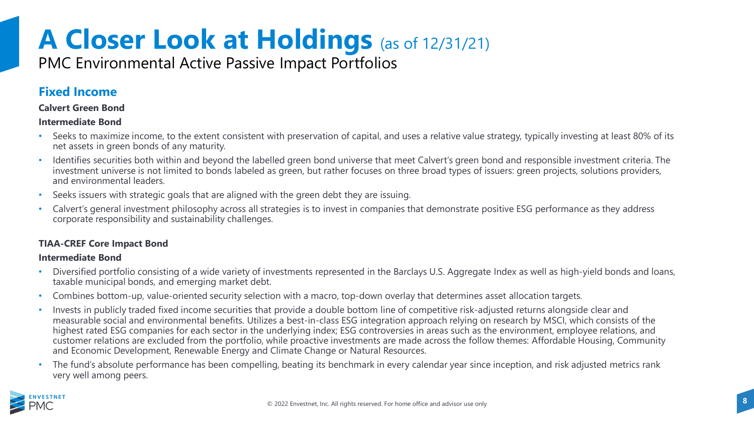# A Closer Look at Holdings (as of 12/31/21)

PMC Environmental Active Passive Impact Portfolios

## Fixed Income

**Calvert Green Bond**

**Intermediate Bond**

- Seeks to maximize income, to the extent consistent with preservation of capital, and uses a relative value strategy, typically investing at least 80% of its net assets in green bonds of any maturity.
- Identifies securities both within and beyond the labelled green bond universe that meet Calvert's green bond and responsible investment criteria. The investment universe is not limited to bonds labeled as green, but rather focuses on three broad types of issuers: green projects, solutions providers, and environmental leaders.
- Seeks issuers with strategic goals that are aligned with the green debt they are issuing.
- Calvert's general investment philosophy across all strategies is to invest in companies that demonstrate positive ESG performance as they address corporate responsibility and sustainability challenges.

**TIAA-CREF Core Impact Bond**

**Intermediate Bond**

- Diversified portfolio consisting of a wide variety of investments represented in the Barclays U.S. Aggregate Index as well as high-yield bonds and loans, taxable municipal bonds, and emerging market debt.
- Combines bottom-up, value-oriented security selection with a macro, top-down overlay that determines asset allocation targets.
- Invests in publicly traded fixed income securities that provide a double bottom line of competitive risk-adjusted returns alongside clear and measurable social and environmental benefits. Utilizes a best-in-class ESG integration approach relying on research by MSCI, which consists of the highest rated ESG companies for each sector in the underlying index; ESG controversies in areas such as the environment, employee relations, and customer relations are excluded from the portfolio, while proactive investments are made across the follow themes: Affordable Housing, Community and Economic Development, Renewable Energy and Climate Change or Natural Resources.
- The fund's absolute performance has been compelling, beating its benchmark in every calendar year since inception, and risk adjusted metrics rank very well among peers.

© 2022 Envestnet, Inc. All rights reserved. For home office and advisor use only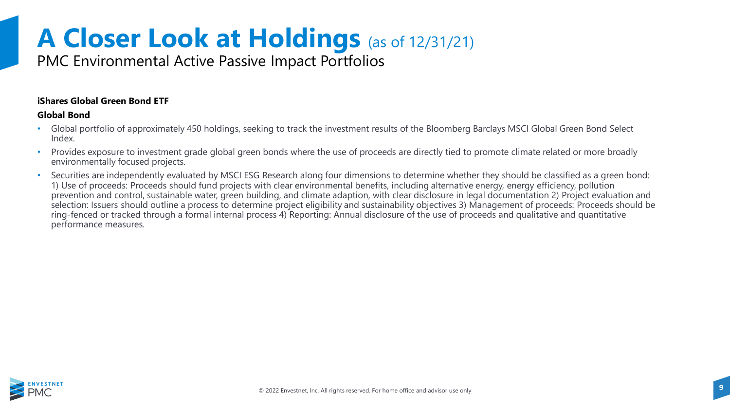# A Closer Look at Holdings (as of 12/31/21)

PMC Environmental Active Passive Impact Portfolios

**iShares Global Green Bond ETF**

**Global Bond**

- Global portfolio of approximately 450 holdings, seeking to track the investment results of the Bloomberg Barclays MSCI Global Green Bond Select Index.
- Provides exposure to investment grade global green bonds where the use of proceeds are directly tied to promote climate related or more broadly environmentally focused projects.
- Securities are independently evaluated by MSCI ESG Research along four dimensions to determine whether they should be classified as a green bond: 1) Use of proceeds: Proceeds should fund projects with clear environmental benefits, including alternative energy, energy efficiency, pollution prevention and control, sustainable water, green building, and climate adaption, with clear disclosure in legal documentation 2) Project evaluation and selection: Issuers should outline a process to determine project eligibility and sustainability objectives 3) Management of proceeds: Proceeds should be ring-fenced or tracked through a formal internal process 4) Reporting: Annual disclosure of the use of proceeds and qualitative and quantitative performance measures.

© 2022 Envestnet, Inc. All rights reserved. For home office and advisor use only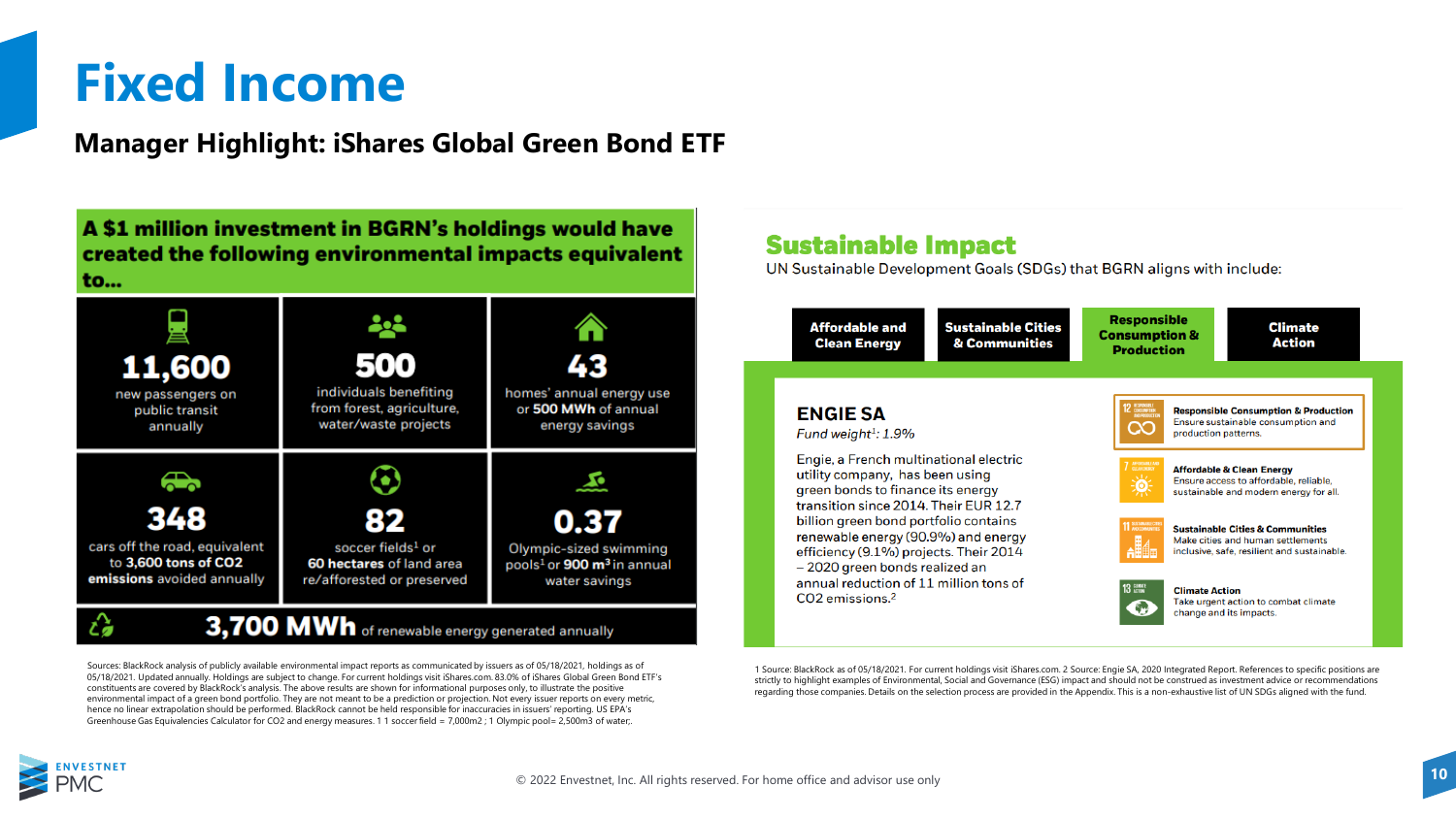# Fixed Income

## Manager Highlight: iShares Global Green Bond ETF

### A $1 million investment in BGRN's holdings would have created the following environmental impacts equivalent to...

**11,600**
new passengers on public transit annually

**500**
individuals benefiting from forest, agriculture, water/waste projects

**43**
homes' annual energy use or **500 MWh** of annual energy savings

**348**
cars off the road, equivalent to **3,600 tons of CO2 emissions** avoided annually

**82**
soccer fields[1] or **60 hectares** of land area re/afforested or preserved

**0.37**
Olympic-sized swimming pools[1] or **900 m³** in annual water savings

**3,700 MWh** of renewable energy generated annually

Sources: BlackRock analysis of publicly available environmental impact reports as communicated by issuers as of 05/18/2021, holdings as of 05/18/2021. Updated annually. Holdings are subject to change. For current holdings visit iShares.com. 83.0% of iShares Global Green Bond ETF's constituents are covered by BlackRock's analysis. The above results are shown for informational purposes only, to illustrate the positive environmental impact of a green bond portfolio. They are not meant to be a prediction or projection. Not every issuer reports on every metric, hence no linear extrapolation should be performed. BlackRock cannot be held responsible for inaccuracies in issuers' reporting. US EPA's Greenhouse Gas Equivalencies Calculator for CO2 and energy measures. 1 1 soccer field = 7,000m2 ; 1 Olympic pool= 2,500m3 of water;.

### Sustainable Impact

UN Sustainable Development Goals (SDGs) that BGRN aligns with include:

- Affordable and Clean Energy
- Sustainable Cities & Communities
- Responsible Consumption & Production
- Climate Action

**ENGIE SA**

*Fund weight[1]: 1.9%*

Engie, a French multinational electric utility company, has been using green bonds to finance its energy transition since 2014. Their EUR 12.7 billion green bond portfolio contains renewable energy (90.9%) and energy efficiency (9.1%) projects. Their 2014 – 2020 green bonds realized an annual reduction of 11 million tons of CO2 emissions.[2]

**12 Responsible Consumption & Production**
Ensure sustainable consumption and production patterns.

**7 Affordable & Clean Energy**
Ensure access to affordable, reliable, sustainable and modern energy for all.

**11 Sustainable Cities & Communities**
Make cities and human settlements inclusive, safe, resilient and sustainable.

**13 Climate Action**
Take urgent action to combat climate change and its impacts.

1 Source: BlackRock as of 05/18/2021. For current holdings visit iShares.com. 2 Source: Engie SA, 2020 Integrated Report. References to specific positions are strictly to highlight examples of Environmental, Social and Governance (ESG) impact and should not be construed as investment advice or recommendations regarding those companies. Details on the selection process are provided in the Appendix. This is a non-exhaustive list of UN SDGs aligned with the fund.

© 2022 Envestnet, Inc. All rights reserved. For home office and advisor use only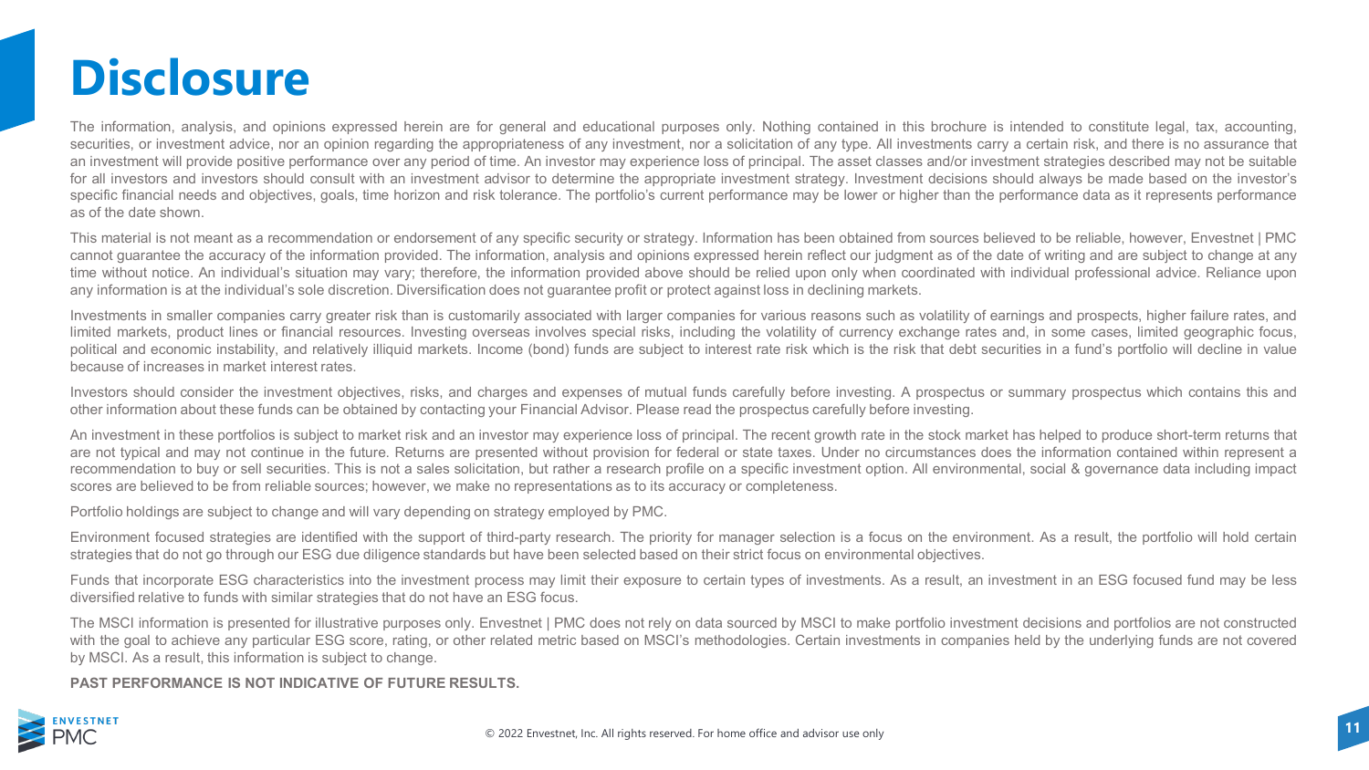# Disclosure

The information, analysis, and opinions expressed herein are for general and educational purposes only. Nothing contained in this brochure is intended to constitute legal, tax, accounting, securities, or investment advice, nor an opinion regarding the appropriateness of any investment, nor a solicitation of any type. All investments carry a certain risk, and there is no assurance that an investment will provide positive performance over any period of time. An investor may experience loss of principal. The asset classes and/or investment strategies described may not be suitable for all investors and investors should consult with an investment advisor to determine the appropriate investment strategy. Investment decisions should always be made based on the investor's specific financial needs and objectives, goals, time horizon and risk tolerance. The portfolio's current performance may be lower or higher than the performance data as it represents performance as of the date shown.

This material is not meant as a recommendation or endorsement of any specific security or strategy. Information has been obtained from sources believed to be reliable, however, Envestnet | PMC cannot guarantee the accuracy of the information provided. The information, analysis and opinions expressed herein reflect our judgment as of the date of writing and are subject to change at any time without notice. An individual's situation may vary; therefore, the information provided above should be relied upon only when coordinated with individual professional advice. Reliance upon any information is at the individual's sole discretion. Diversification does not guarantee profit or protect against loss in declining markets.

Investments in smaller companies carry greater risk than is customarily associated with larger companies for various reasons such as volatility of earnings and prospects, higher failure rates, and limited markets, product lines or financial resources. Investing overseas involves special risks, including the volatility of currency exchange rates and, in some cases, limited geographic focus, political and economic instability, and relatively illiquid markets. Income (bond) funds are subject to interest rate risk which is the risk that debt securities in a fund's portfolio will decline in value because of increases in market interest rates.

Investors should consider the investment objectives, risks, and charges and expenses of mutual funds carefully before investing. A prospectus or summary prospectus which contains this and other information about these funds can be obtained by contacting your Financial Advisor. Please read the prospectus carefully before investing.

An investment in these portfolios is subject to market risk and an investor may experience loss of principal. The recent growth rate in the stock market has helped to produce short-term returns that are not typical and may not continue in the future. Returns are presented without provision for federal or state taxes. Under no circumstances does the information contained within represent a recommendation to buy or sell securities. This is not a sales solicitation, but rather a research profile on a specific investment option. All environmental, social & governance data including impact scores are believed to be from reliable sources; however, we make no representations as to its accuracy or completeness.

Portfolio holdings are subject to change and will vary depending on strategy employed by PMC.

Environment focused strategies are identified with the support of third-party research. The priority for manager selection is a focus on the environment. As a result, the portfolio will hold certain strategies that do not go through our ESG due diligence standards but have been selected based on their strict focus on environmental objectives.

Funds that incorporate ESG characteristics into the investment process may limit their exposure to certain types of investments. As a result, an investment in an ESG focused fund may be less diversified relative to funds with similar strategies that do not have an ESG focus.

The MSCI information is presented for illustrative purposes only. Envestnet | PMC does not rely on data sourced by MSCI to make portfolio investment decisions and portfolios are not constructed with the goal to achieve any particular ESG score, rating, or other related metric based on MSCI's methodologies. Certain investments in companies held by the underlying funds are not covered by MSCI. As a result, this information is subject to change.

**PAST PERFORMANCE IS NOT INDICATIVE OF FUTURE RESULTS.**

© 2022 Envestnet, Inc. All rights reserved. For home office and advisor use only